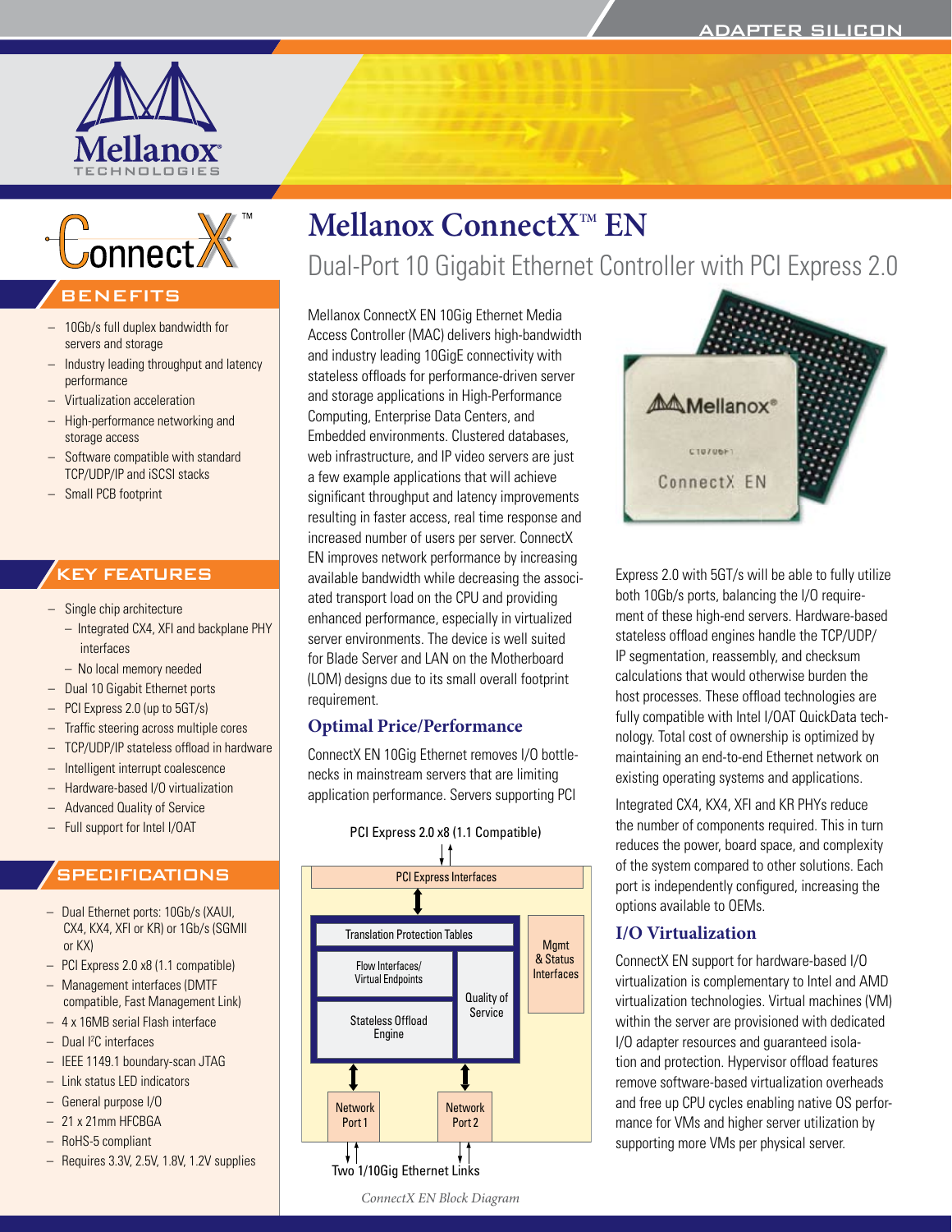ADAPTER SILICON

# Mellanox ConnectX™ EN

## Dual-Port 10 Gigabit Ethernet Controller with PCI Express 2.0

### BENEFITS

- 10Gb/s full duplex bandwidth for servers and storage
- Industry leading throughput and latency performance
- Virtualization acceleration
- High-performance networking and storage access
- Software compatible with standard TCP/UDP/IP and iSCSI stacks
- Small PCB footprint

### KEY FEATURES

- Single chip architecture
  - Integrated CX4, XFI and backplane PHY interfaces
  - No local memory needed
- Dual 10 Gigabit Ethernet ports
- PCI Express 2.0 (up to 5GT/s)
- Traffic steering across multiple cores
- TCP/UDP/IP stateless offload in hardware
- Intelligent interrupt coalescence
- Hardware-based I/O virtualization
- Advanced Quality of Service
- Full support for Intel I/OAT

### SPECIFICATIONS

- Dual Ethernet ports: 10Gb/s (XAUI, CX4, KX4, XFI or KR) or 1Gb/s (SGMII or KX)
- PCI Express 2.0 x8 (1.1 compatible)
- Management interfaces (DMTF compatible, Fast Management Link)
- 4 x 16MB serial Flash interface
- Dual I²C interfaces
- IEEE 1149.1 boundary-scan JTAG
- Link status LED indicators
- General purpose I/O
- 21 x 21mm HFCBGA
- RoHS-5 compliant
- Requires 3.3V, 2.5V, 1.8V, 1.2V supplies

Mellanox ConnectX EN 10Gig Ethernet Media Access Controller (MAC) delivers high-bandwidth and industry leading 10GigE connectivity with stateless offloads for performance-driven server and storage applications in High-Performance Computing, Enterprise Data Centers, and Embedded environments. Clustered databases, web infrastructure, and IP video servers are just a few example applications that will achieve significant throughput and latency improvements resulting in faster access, real time response and increased number of users per server. ConnectX EN improves network performance by increasing available bandwidth while decreasing the associated transport load on the CPU and providing enhanced performance, especially in virtualized server environments. The device is well suited for Blade Server and LAN on the Motherboard (LOM) designs due to its small overall footprint requirement.

### Optimal Price/Performance

ConnectX EN 10Gig Ethernet removes I/O bottlenecks in mainstream servers that are limiting application performance. Servers supporting PCI Express 2.0 with 5GT/s will be able to fully utilize both 10Gb/s ports, balancing the I/O requirement of these high-end servers. Hardware-based stateless offload engines handle the TCP/UDP/IP segmentation, reassembly, and checksum calculations that would otherwise burden the host processes. These offload technologies are fully compatible with Intel I/OAT QuickData technology. Total cost of ownership is optimized by maintaining an end-to-end Ethernet network on existing operating systems and applications.

Integrated CX4, KX4, XFI and KR PHYs reduce the number of components required. This in turn reduces the power, board space, and complexity of the system compared to other solutions. Each port is independently configured, increasing the options available to OEMs.

PCI Express 2.0 x8 (1.1 Compatible)

PCI Express Interfaces

Translation Protection Tables

Flow Interfaces/ Virtual Endpoints

Stateless Offload Engine

Quality of Service

Mgmt & Status Interfaces

Network Port 1

Network Port 2

Two 1/10Gig Ethernet Links

*ConnectX EN Block Diagram*

### I/O Virtualization

ConnectX EN support for hardware-based I/O virtualization is complementary to Intel and AMD virtualization technologies. Virtual machines (VM) within the server are provisioned with dedicated I/O adapter resources and guaranteed isolation and protection. Hypervisor offload features remove software-based virtualization overheads and free up CPU cycles enabling native OS performance for VMs and higher server utilization by supporting more VMs per physical server.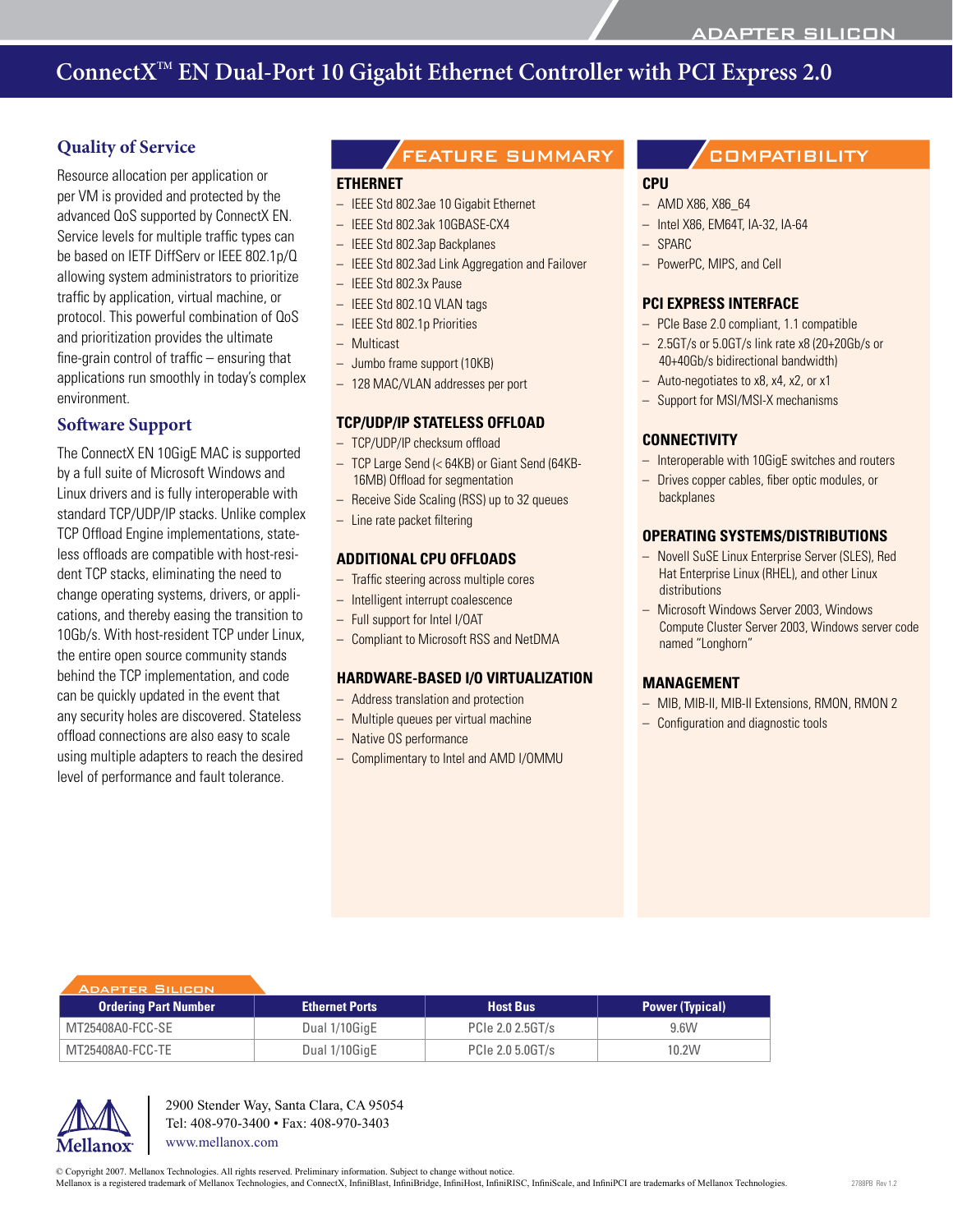# ConnectX™ EN Dual-Port 10 Gigabit Ethernet Controller with PCI Express 2.0

## Quality of Service

Resource allocation per application or per VM is provided and protected by the advanced QoS supported by ConnectX EN. Service levels for multiple traffic types can be based on IETF DiffServ or IEEE 802.1p/Q allowing system administrators to prioritize traffic by application, virtual machine, or protocol. This powerful combination of QoS and prioritization provides the ultimate fine-grain control of traffic – ensuring that applications run smoothly in today's complex environment.

## Software Support

The ConnectX EN 10GigE MAC is supported by a full suite of Microsoft Windows and Linux drivers and is fully interoperable with standard TCP/UDP/IP stacks. Unlike complex TCP Offload Engine implementations, stateless offloads are compatible with host-resident TCP stacks, eliminating the need to change operating systems, drivers, or applications, and thereby easing the transition to 10Gb/s. With host-resident TCP under Linux, the entire open source community stands behind the TCP implementation, and code can be quickly updated in the event that any security holes are discovered. Stateless offload connections are also easy to scale using multiple adapters to reach the desired level of performance and fault tolerance.

## FEATURE SUMMARY

### ETHERNET

- IEEE Std 802.3ae 10 Gigabit Ethernet
- IEEE Std 802.3ak 10GBASE-CX4
- IEEE Std 802.3ap Backplanes
- IEEE Std 802.3ad Link Aggregation and Failover
- IEEE Std 802.3x Pause
- IEEE Std 802.1Q VLAN tags
- IEEE Std 802.1p Priorities
- Multicast
- Jumbo frame support (10KB)
- 128 MAC/VLAN addresses per port

### TCP/UDP/IP STATELESS OFFLOAD

- TCP/UDP/IP checksum offload
- TCP Large Send (< 64KB) or Giant Send (64KB-16MB) Offload for segmentation
- Receive Side Scaling (RSS) up to 32 queues
- Line rate packet filtering

### ADDITIONAL CPU OFFLOADS

- Traffic steering across multiple cores
- Intelligent interrupt coalescence
- Full support for Intel I/OAT
- Compliant to Microsoft RSS and NetDMA

### HARDWARE-BASED I/O VIRTUALIZATION

- Address translation and protection
- Multiple queues per virtual machine
- Native OS performance
- Complimentary to Intel and AMD I/OMMU

## COMPATIBILITY

### CPU

- AMD X86, X86_64
- Intel X86, EM64T, IA-32, IA-64
- SPARC
- PowerPC, MIPS, and Cell

### PCI EXPRESS INTERFACE

- PCIe Base 2.0 compliant, 1.1 compatible
- 2.5GT/s or 5.0GT/s link rate x8 (20+20Gb/s or 40+40Gb/s bidirectional bandwidth)
- Auto-negotiates to x8, x4, x2, or x1
- Support for MSI/MSI-X mechanisms

### CONNECTIVITY

- Interoperable with 10GigE switches and routers
- Drives copper cables, fiber optic modules, or backplanes

### OPERATING SYSTEMS/DISTRIBUTIONS

- Novell SuSE Linux Enterprise Server (SLES), Red Hat Enterprise Linux (RHEL), and other Linux distributions
- Microsoft Windows Server 2003, Windows Compute Cluster Server 2003, Windows server code named "Longhorn"

### MANAGEMENT

- MIB, MIB-II, MIB-II Extensions, RMON, RMON 2
- Configuration and diagnostic tools

## Adapter Silicon

| Ordering Part Number | Ethernet Ports | Host Bus | Power (Typical) |
|---|---|---|---|
| MT25408A0-FCC-SE | Dual 1/10GigE | PCIe 2.0 2.5GT/s | 9.6W |
| MT25408A0-FCC-TE | Dual 1/10GigE | PCIe 2.0 5.0GT/s | 10.2W |

Mellanox

2900 Stender Way, Santa Clara, CA 95054
Tel: 408-970-3400 • Fax: 408-970-3403
www.mellanox.com

© Copyright 2007. Mellanox Technologies. All rights reserved. Preliminary information. Subject to change without notice.
Mellanox is a registered trademark of Mellanox Technologies, and ConnectX, InfiniBlast, InfiniBridge, InfiniHost, InfiniRISC, InfiniScale, and InfiniPCI are trademarks of Mellanox Technologies.

2788PB Rev 1.2